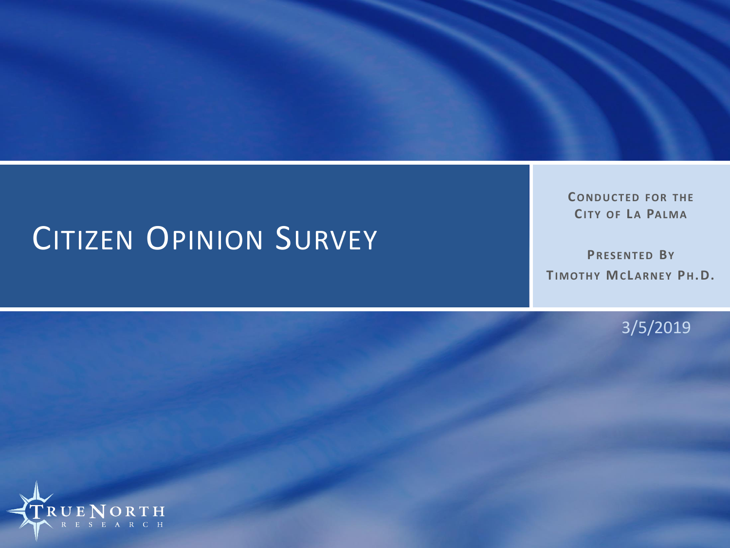# Citizen Opinion Survey

**Conducted for the City of La Palma**

**Presented By Timothy McLarney Ph.D.**

3/5/2019

True North Research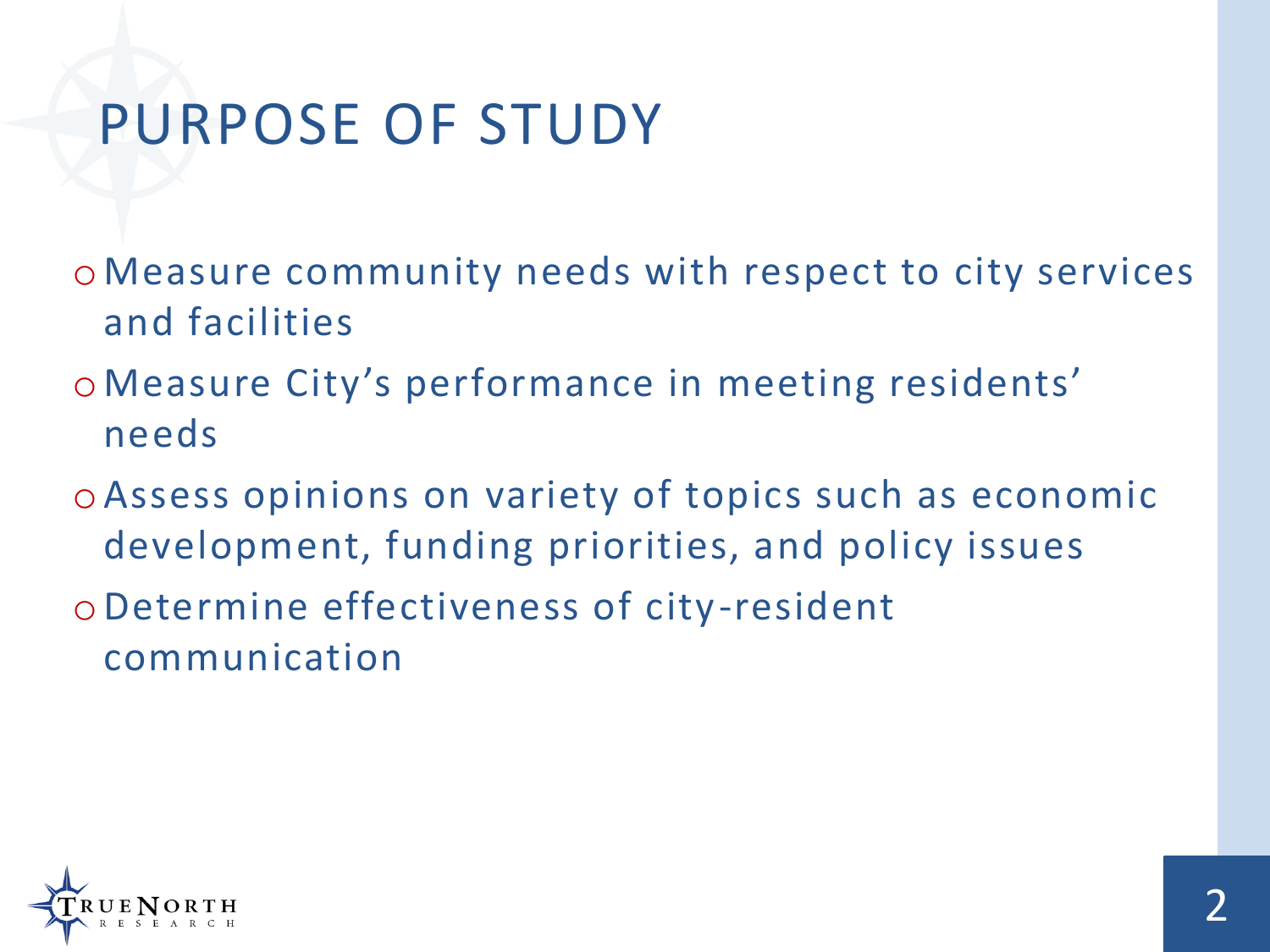# PURPOSE OF STUDY

- Measure community needs with respect to city services and facilities
- Measure City's performance in meeting residents' needs
- Assess opinions on variety of topics such as economic development, funding priorities, and policy issues
- Determine effectiveness of city-resident communication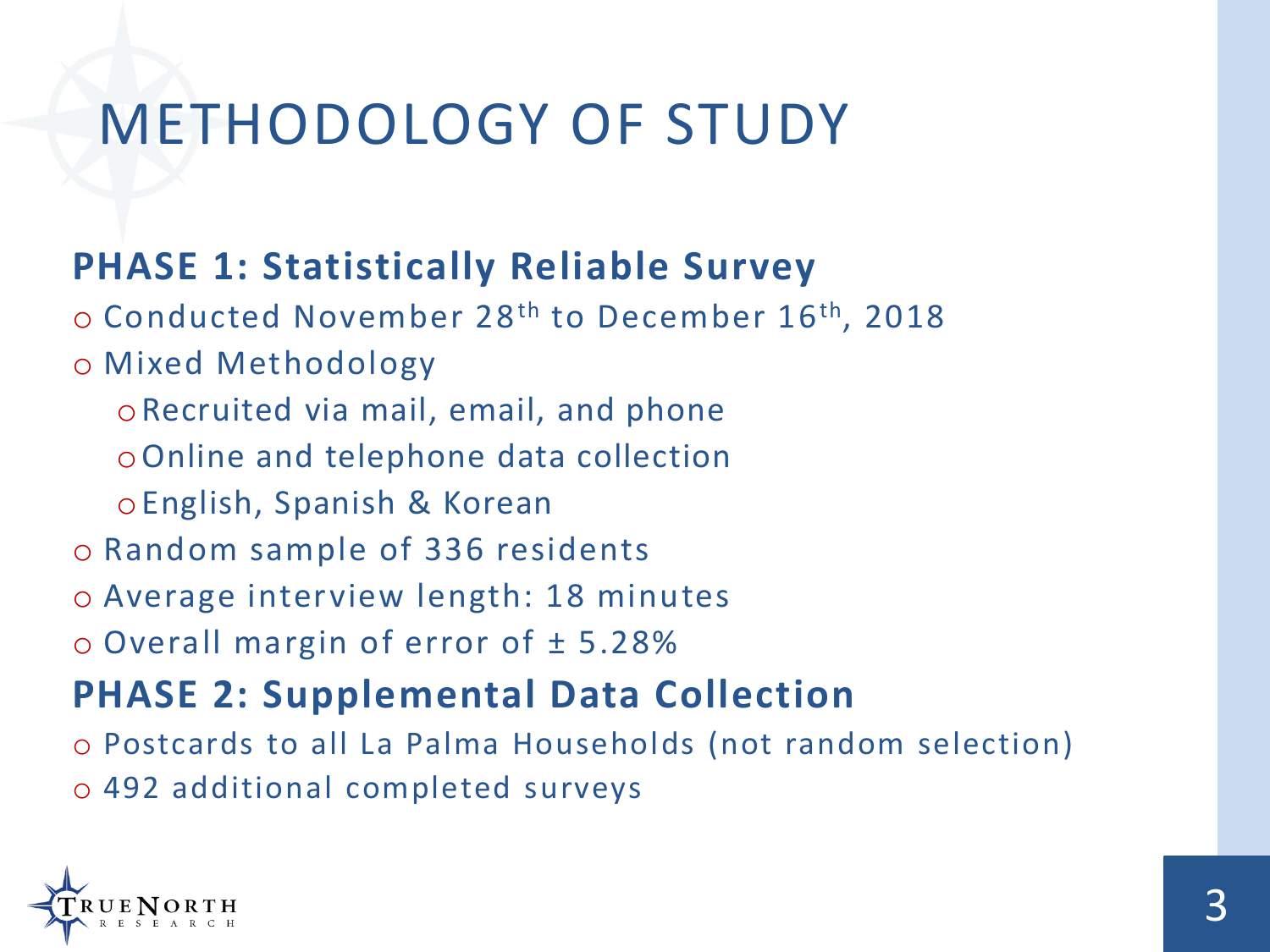# METHODOLOGY OF STUDY

## PHASE 1: Statistically Reliable Survey

- Conducted November 28th to December 16th, 2018
- Mixed Methodology
  - Recruited via mail, email, and phone
  - Online and telephone data collection
  - English, Spanish & Korean
- Random sample of 336 residents
- Average interview length: 18 minutes
- Overall margin of error of ± 5.28%

## PHASE 2: Supplemental Data Collection

- Postcards to all La Palma Households (not random selection)
- 492 additional completed surveys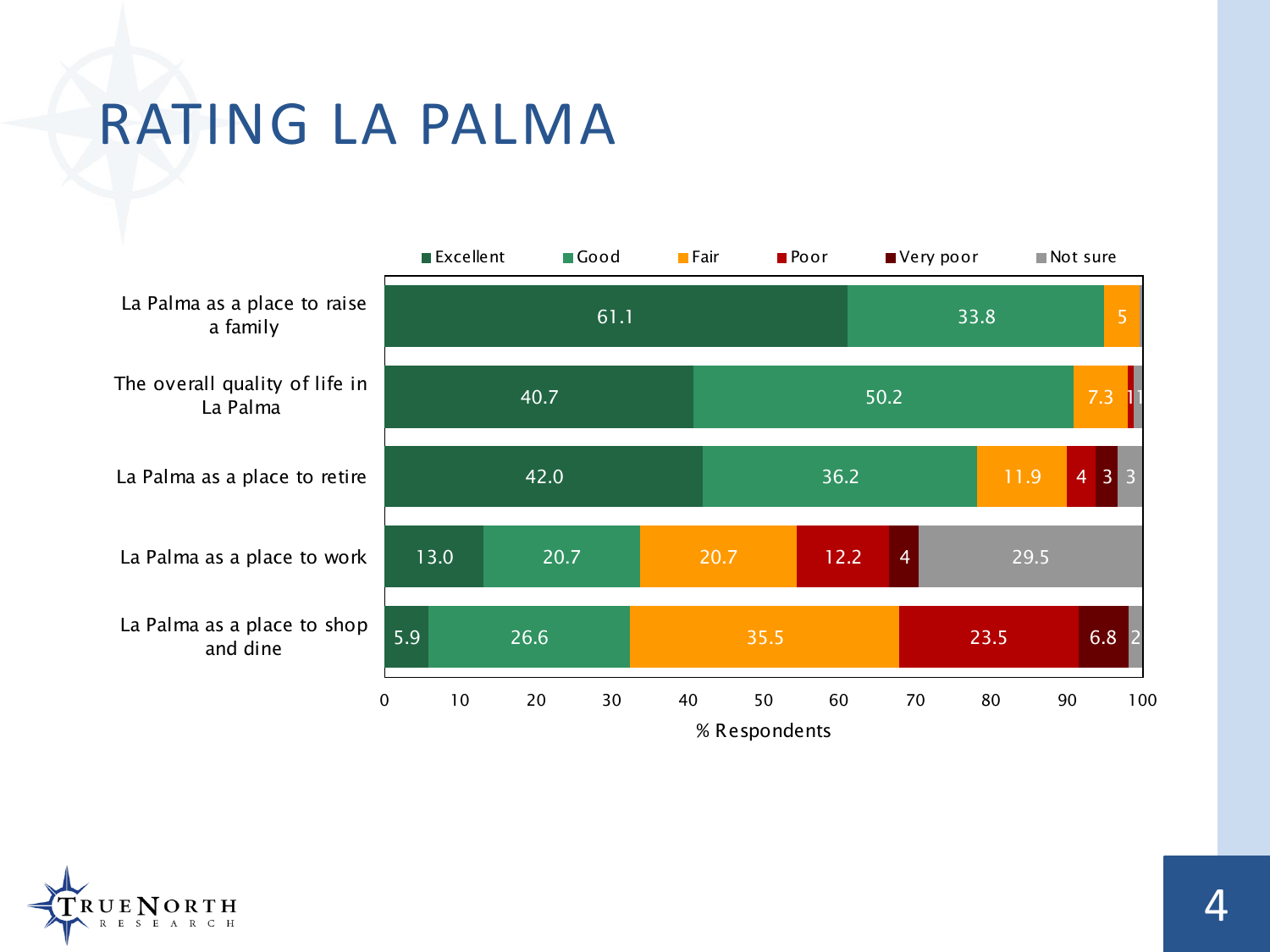# RATING LA PALMA

| | Excellent | Good | Fair | Poor | Very poor | Not sure |
|---|---|---|---|---|---|---|
| La Palma as a place to raise a family | 61.1 | 33.8 | 5 | | | |
| The overall quality of life in La Palma | 40.7 | 50.2 | 7.3 | 1 | | 1 |
| La Palma as a place to retire | 42.0 | 36.2 | 11.9 | 4 | 3 | 3 |
| La Palma as a place to work | 13.0 | 20.7 | 20.7 | 12.2 | 4 | 29.5 |
| La Palma as a place to shop and dine | 5.9 | 26.6 | 35.5 | 23.5 | 6.8 | 2 |

% Respondents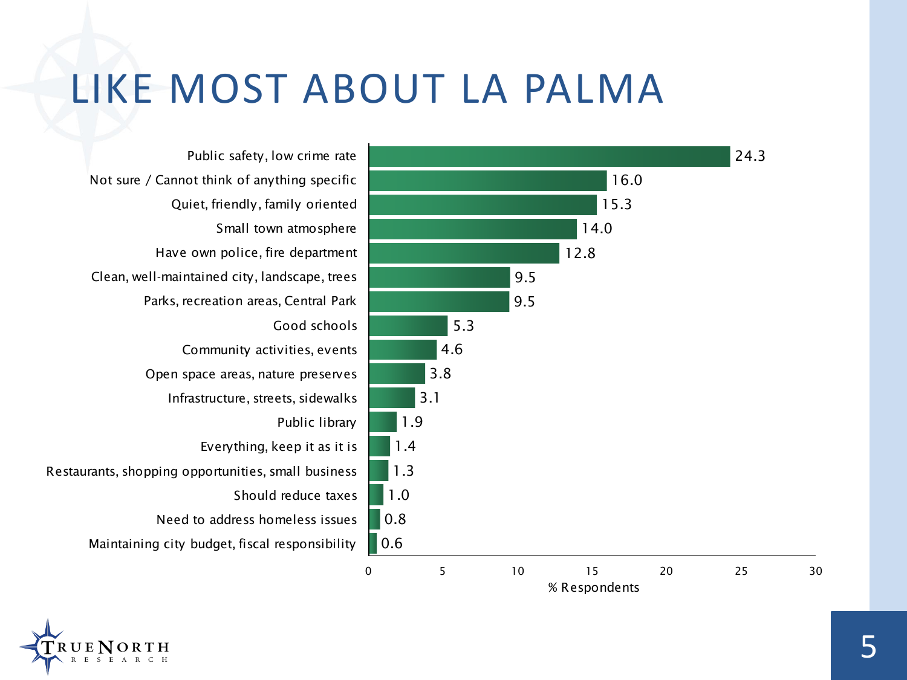# LIKE MOST ABOUT LA PALMA

| Response | % Respondents |
|---|---|
| Public safety, low crime rate | 24.3 |
| Not sure / Cannot think of anything specific | 16.0 |
| Quiet, friendly, family oriented | 15.3 |
| Small town atmosphere | 14.0 |
| Have own police, fire department | 12.8 |
| Clean, well-maintained city, landscape, trees | 9.5 |
| Parks, recreation areas, Central Park | 9.5 |
| Good schools | 5.3 |
| Community activities, events | 4.6 |
| Open space areas, nature preserves | 3.8 |
| Infrastructure, streets, sidewalks | 3.1 |
| Public library | 1.9 |
| Everything, keep it as it is | 1.4 |
| Restaurants, shopping opportunities, small business | 1.3 |
| Should reduce taxes | 1.0 |
| Need to address homeless issues | 0.8 |
| Maintaining city budget, fiscal responsibility | 0.6 |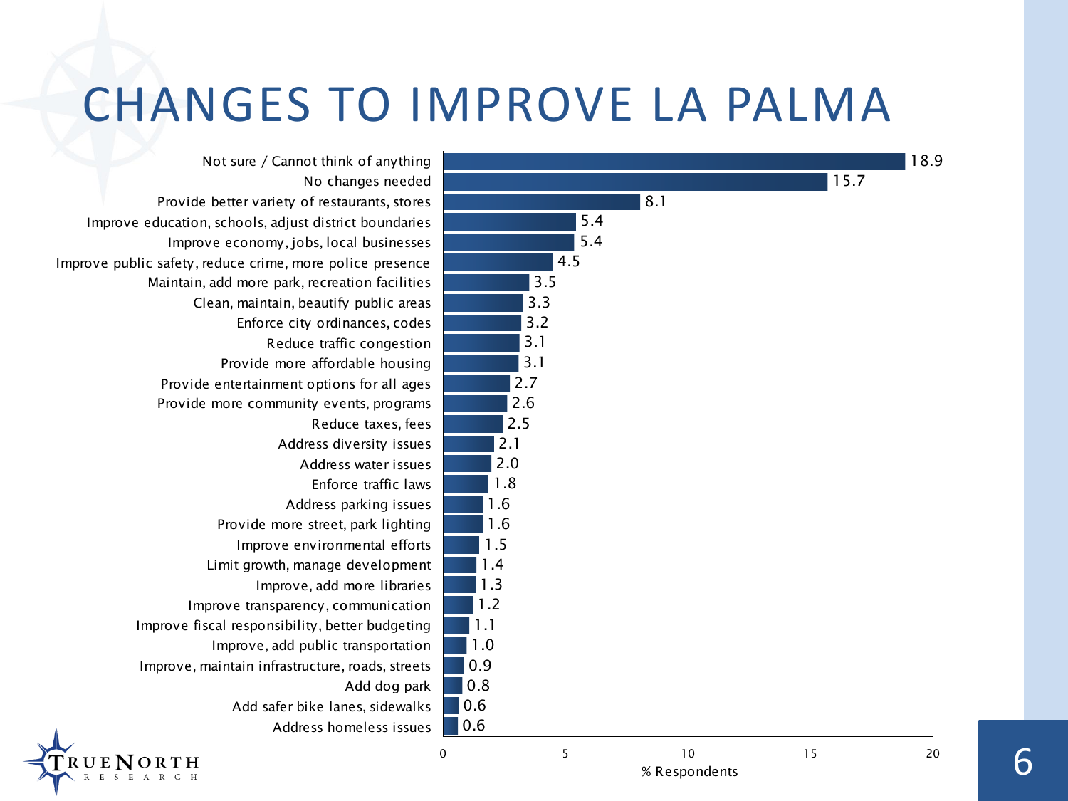# CHANGES TO IMPROVE LA PALMA

| Response | % Respondents |
|---|---|
| Not sure / Cannot think of anything | 18.9 |
| No changes needed | 15.7 |
| Provide better variety of restaurants, stores | 8.1 |
| Improve education, schools, adjust district boundaries | 5.4 |
| Improve economy, jobs, local businesses | 5.4 |
| Improve public safety, reduce crime, more police presence | 4.5 |
| Maintain, add more park, recreation facilities | 3.5 |
| Clean, maintain, beautify public areas | 3.3 |
| Enforce city ordinances, codes | 3.2 |
| Reduce traffic congestion | 3.1 |
| Provide more affordable housing | 3.1 |
| Provide entertainment options for all ages | 2.7 |
| Provide more community events, programs | 2.6 |
| Reduce taxes, fees | 2.5 |
| Address diversity issues | 2.1 |
| Address water issues | 2.0 |
| Enforce traffic laws | 1.8 |
| Address parking issues | 1.6 |
| Provide more street, park lighting | 1.6 |
| Improve environmental efforts | 1.5 |
| Limit growth, manage development | 1.4 |
| Improve, add more libraries | 1.3 |
| Improve transparency, communication | 1.2 |
| Improve fiscal responsibility, better budgeting | 1.1 |
| Improve, add public transportation | 1.0 |
| Improve, maintain infrastructure, roads, streets | 0.9 |
| Add dog park | 0.8 |
| Add safer bike lanes, sidewalks | 0.6 |
| Address homeless issues | 0.6 |

TRUE NORTH RESEARCH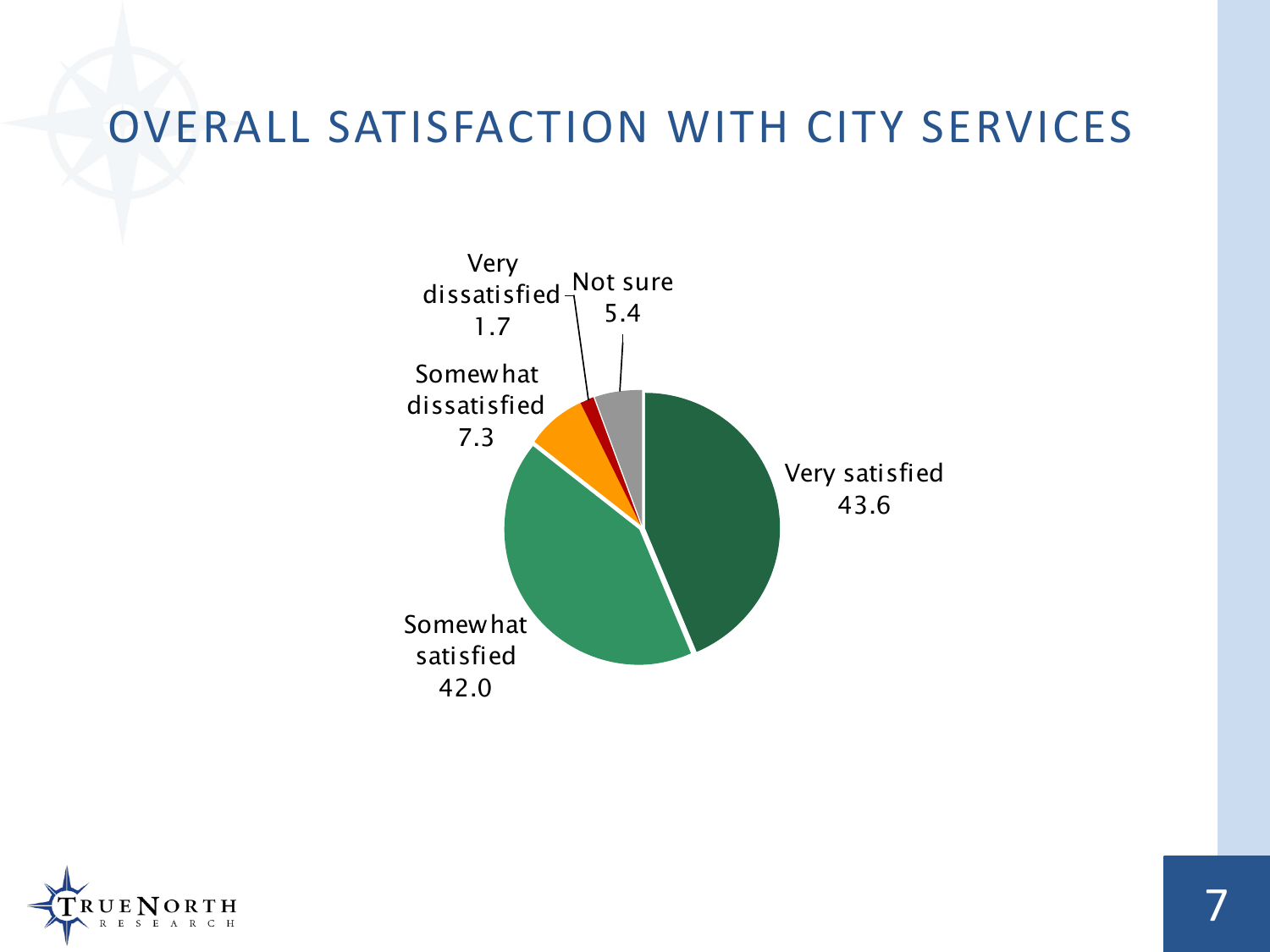# OVERALL SATISFACTION WITH CITY SERVICES

| Response | Percent |
| --- | --- |
| Very satisfied | 43.6 |
| Somewhat satisfied | 42.0 |
| Somewhat dissatisfied | 7.3 |
| Very dissatisfied | 1.7 |
| Not sure | 5.4 |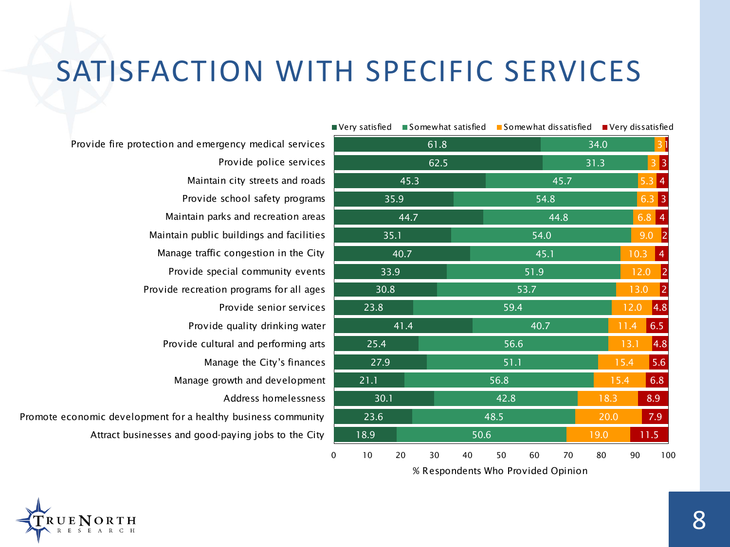# SATISFACTION WITH SPECIFIC SERVICES

| Service | Very satisfied | Somewhat satisfied | Somewhat dissatisfied | Very dissatisfied |
|---|---|---|---|---|
| Provide fire protection and emergency medical services | 61.8 | 34.0 | 3 | 1 |
| Provide police services | 62.5 | 31.3 | 3 | 3 |
| Maintain city streets and roads | 45.3 | 45.7 | 5.3 | 4 |
| Provide school safety programs | 35.9 | 54.8 | 6.3 | 3 |
| Maintain parks and recreation areas | 44.7 | 44.8 | 6.8 | 4 |
| Maintain public buildings and facilities | 35.1 | 54.0 | 9.0 | 2 |
| Manage traffic congestion in the City | 40.7 | 45.1 | 10.3 | 4 |
| Provide special community events | 33.9 | 51.9 | 12.0 | 2 |
| Provide recreation programs for all ages | 30.8 | 53.7 | 13.0 | 2 |
| Provide senior services | 23.8 | 59.4 | 12.0 | 4.8 |
| Provide quality drinking water | 41.4 | 40.7 | 11.4 | 6.5 |
| Provide cultural and performing arts | 25.4 | 56.6 | 13.1 | 4.8 |
| Manage the City's finances | 27.9 | 51.1 | 15.4 | 5.6 |
| Manage growth and development | 21.1 | 56.8 | 15.4 | 6.8 |
| Address homelessness | 30.1 | 42.8 | 18.3 | 8.9 |
| Promote economic development for a healthy business community | 23.6 | 48.5 | 20.0 | 7.9 |
| Attract businesses and good-paying jobs to the City | 18.9 | 50.6 | 19.0 | 11.5 |

% Respondents Who Provided Opinion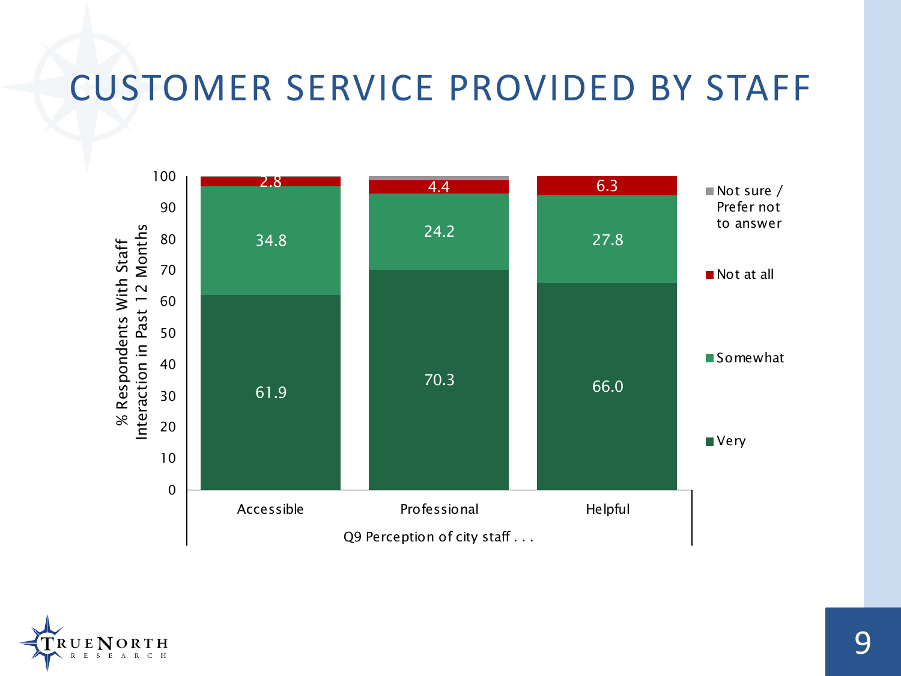# CUSTOMER SERVICE PROVIDED BY STAFF

Q9 Perception of city staff . . .

% Respondents With Staff Interaction in Past 12 Months

| | Very | Somewhat | Not at all | Not sure / Prefer not to answer |
|---|---|---|---|---|
| Accessible | 61.9 | 34.8 | 2.8 | |
| Professional | 70.3 | 24.2 | 4.4 | |
| Helpful | 66.0 | 27.8 | 6.3 | |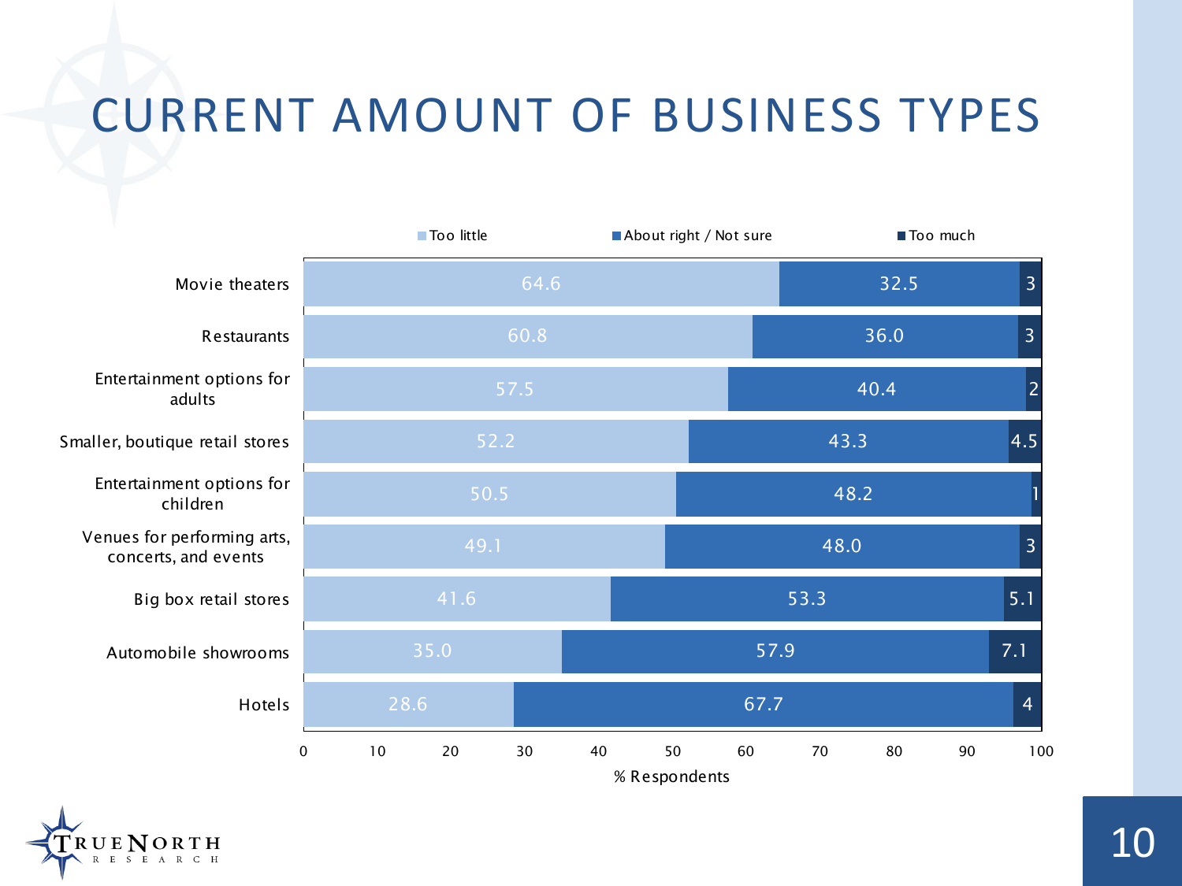# CURRENT AMOUNT OF BUSINESS TYPES

| Business type | Too little | About right / Not sure | Too much |
|---|---|---|---|
| Movie theaters | 64.6 | 32.5 | 3 |
| Restaurants | 60.8 | 36.0 | 3 |
| Entertainment options for adults | 57.5 | 40.4 | 2 |
| Smaller, boutique retail stores | 52.2 | 43.3 | 4.5 |
| Entertainment options for children | 50.5 | 48.2 | 1 |
| Venues for performing arts, concerts, and events | 49.1 | 48.0 | 3 |
| Big box retail stores | 41.6 | 53.3 | 5.1 |
| Automobile showrooms | 35.0 | 57.9 | 7.1 |
| Hotels | 28.6 | 67.7 | 4 |

% Respondents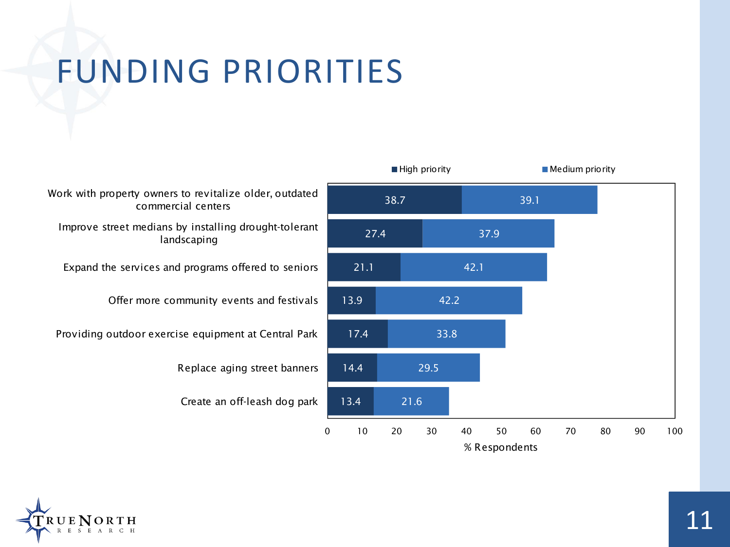# FUNDING PRIORITIES

| | High priority | Medium priority |
|---|---|---|
| Work with property owners to revitalize older, outdated commercial centers | 38.7 | 39.1 |
| Improve street medians by installing drought-tolerant landscaping | 27.4 | 37.9 |
| Expand the services and programs offered to seniors | 21.1 | 42.1 |
| Offer more community events and festivals | 13.9 | 42.2 |
| Providing outdoor exercise equipment at Central Park | 17.4 | 33.8 |
| Replace aging street banners | 14.4 | 29.5 |
| Create an off-leash dog park | 13.4 | 21.6 |

% Respondents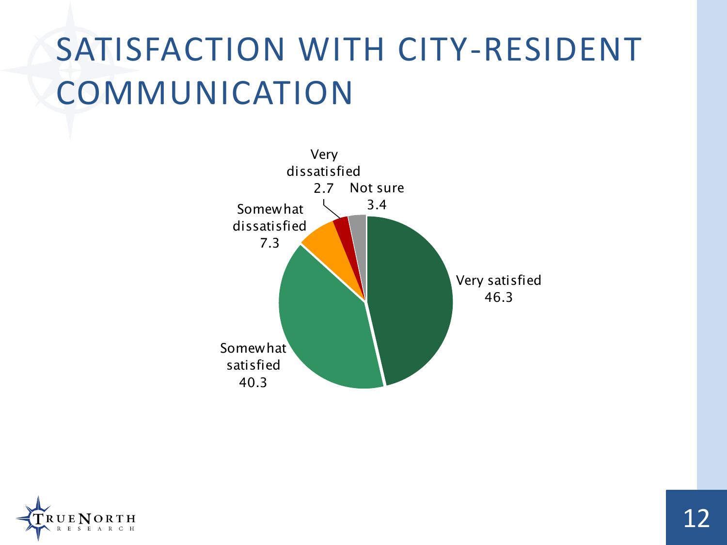# SATISFACTION WITH CITY-RESIDENT COMMUNICATION

| Response | Percent |
|---|---|
| Very satisfied | 46.3 |
| Somewhat satisfied | 40.3 |
| Somewhat dissatisfied | 7.3 |
| Very dissatisfied | 2.7 |
| Not sure | 3.4 |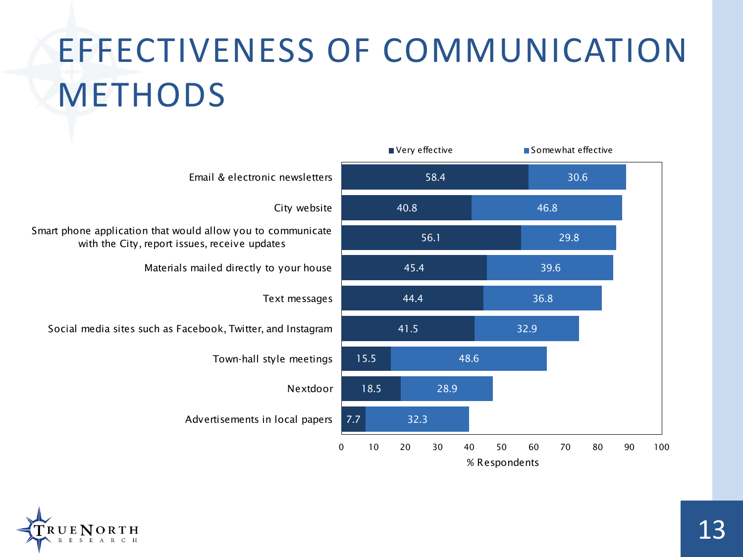# EFFECTIVENESS OF COMMUNICATION METHODS

| Communication method | Very effective | Somewhat effective |
|---|---|---|
| Email & electronic newsletters | 58.4 | 30.6 |
| City website | 40.8 | 46.8 |
| Smart phone application that would allow you to communicate with the City, report issues, receive updates | 56.1 | 29.8 |
| Materials mailed directly to your house | 45.4 | 39.6 |
| Text messages | 44.4 | 36.8 |
| Social media sites such as Facebook, Twitter, and Instagram | 41.5 | 32.9 |
| Town-hall style meetings | 15.5 | 48.6 |
| Nextdoor | 18.5 | 28.9 |
| Advertisements in local papers | 7.7 | 32.3 |

% Respondents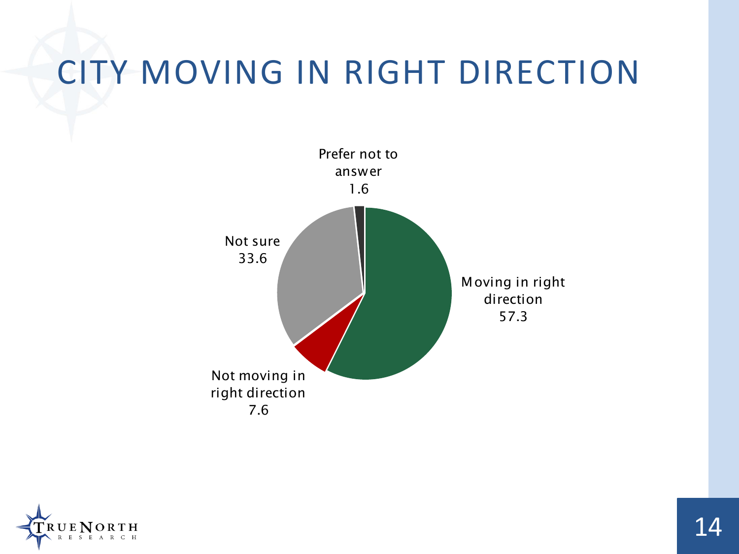# CITY MOVING IN RIGHT DIRECTION

| Response | Percent |
| --- | --- |
| Moving in right direction | 57.3 |
| Not moving in right direction | 7.6 |
| Not sure | 33.6 |
| Prefer not to answer | 1.6 |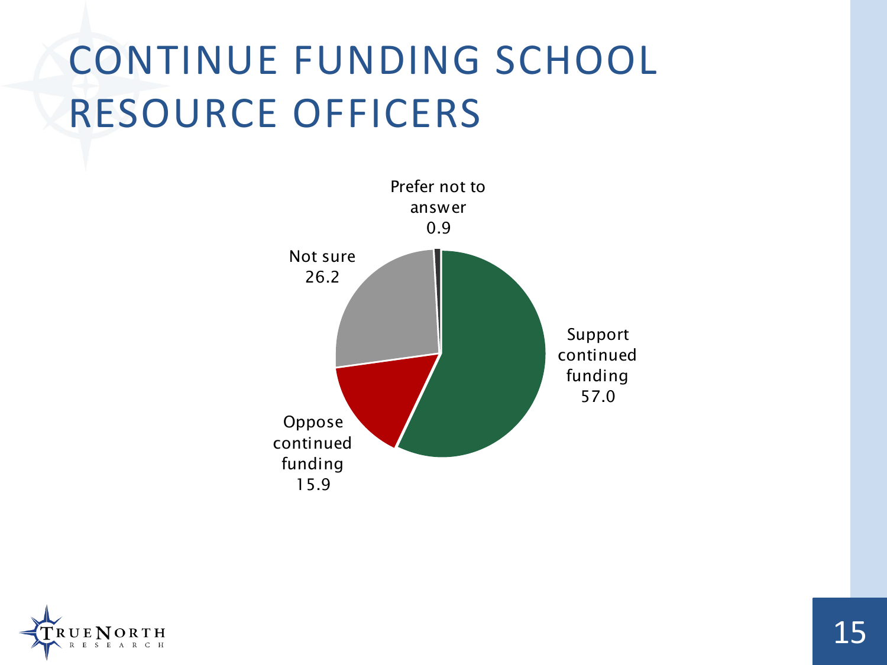# CONTINUE FUNDING SCHOOL RESOURCE OFFICERS

Prefer not to answer
0.9

Not sure
26.2

Support continued funding
57.0

Oppose continued funding
15.9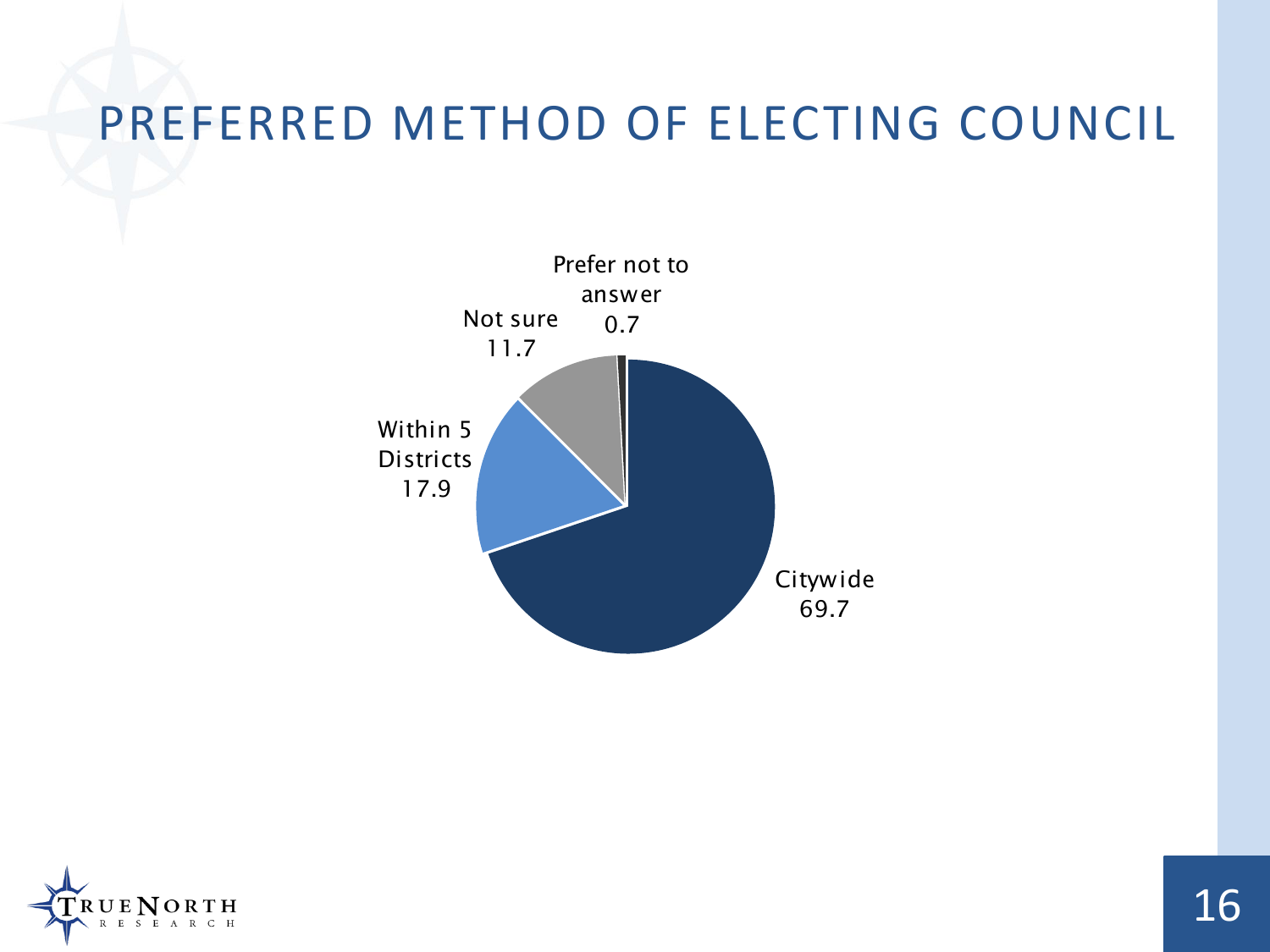# PREFERRED METHOD OF ELECTING COUNCIL

Prefer not to answer 0.7

Not sure 11.7

Within 5 Districts 17.9

Citywide 69.7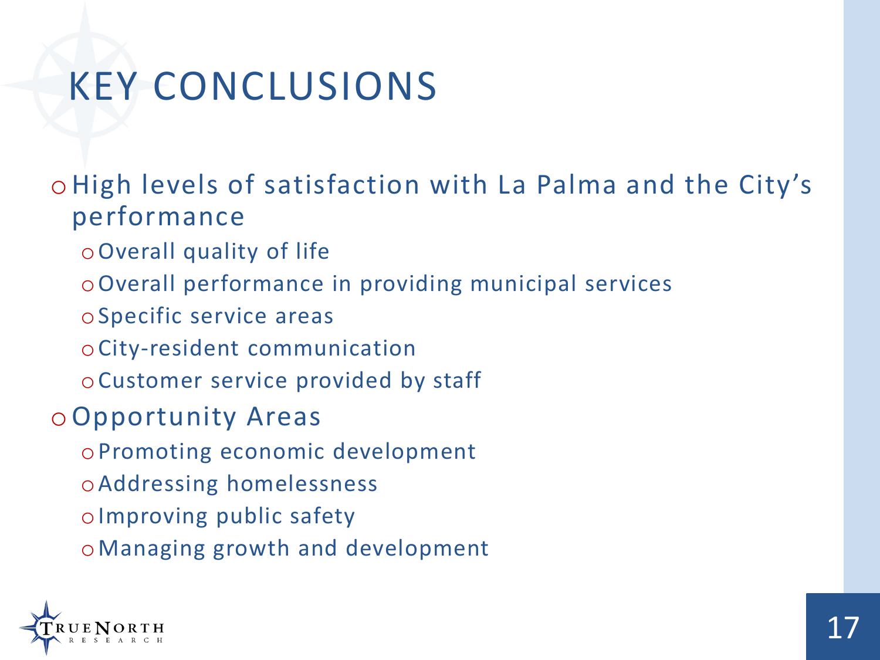# KEY CONCLUSIONS

- High levels of satisfaction with La Palma and the City's performance
  - Overall quality of life
  - Overall performance in providing municipal services
  - Specific service areas
  - City-resident communication
  - Customer service provided by staff
- Opportunity Areas
  - Promoting economic development
  - Addressing homelessness
  - Improving public safety
  - Managing growth and development